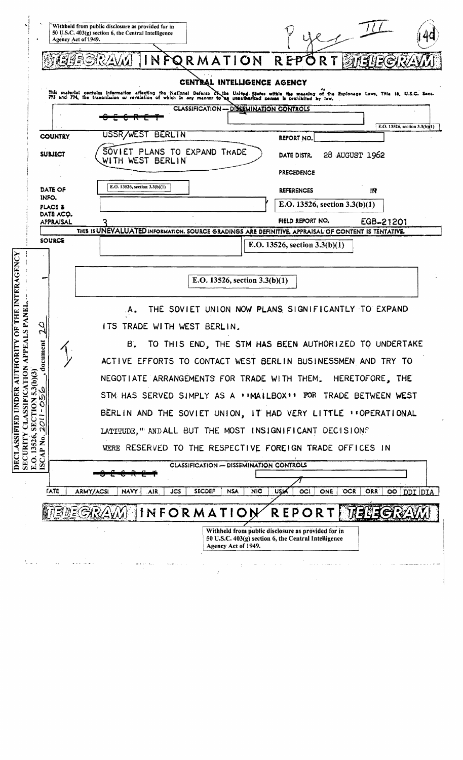Withheld from public disclosure as provided for in 50 U.S.C. 403(g) section 6, the Central Intelligence Agency Act of 1949.

# TELEGRAM INFORMATION REPORT TELEGRAM

## CENTRAL INTELLIGENCE AGENCY

This material contains information affecting the National Defense of the United States within the meaning of the Espionage Laws, Title 18, U.S.C. Secs. 793 and 794, the transmission or revelation of which in any manner to an unauthorized person is prohibited by law.

CLASSIFICATION — DISSEMINATION CONTROLS

~~SECRET~~

E.O. 13526, section 3.3(b)(1)

| | | | |
|---|---|---|---|
| COUNTRY | USSR/WEST BERLIN | REPORT NO. | |
| SUBJECT | SOVIET PLANS TO EXPAND TRADE WITH WEST BERLIN | DATE DISTR. | 28 AUGUST 1962 |
| | | PRECEDENCE | |
| DATE OF INFO. | E.O. 13526, section 3.3(b)(1) | REFERENCES | IN |
| PLACE & DATE ACQ. | | | E.O. 13526, section 3.3(b)(1) |
| APPRAISAL | 3 | FIELD REPORT NO. | EGB-21201 |

THIS IS UNEVALUATED INFORMATION. SOURCE GRADINGS ARE DEFINITIVE. APPRAISAL OF CONTENT IS TENTATIVE.

SOURCE | E.O. 13526, section 3.3(b)(1)

E.O. 13526, section 3.3(b)(1)

A. THE SOVIET UNION NOW PLANS SIGNIFICANTLY TO EXPAND ITS TRADE WITH WEST BERLIN.

B. TO THIS END, THE STM HAS BEEN AUTHORIZED TO UNDERTAKE ACTIVE EFFORTS TO CONTACT WEST BERLIN BUSINESSMEN AND TRY TO NEGOTIATE ARRANGEMENTS FOR TRADE WITH THEM. HERETOFORE, THE STM HAS SERVED SIMPLY AS A "MAILBOX" FOR TRADE BETWEEN WEST BERLIN AND THE SOVIET UNION, IT HAD VERY LITTLE "OPERATIONAL LATITUDE," AND ALL BUT THE MOST INSIGNIFICANT DECISIONS WERE RESERVED TO THE RESPECTIVE FOREIGN TRADE OFFICES IN

CLASSIFICATION — DISSEMINATION CONTROLS

~~SECRET~~

| STATE | ARMY/ACSI | NAVY | AIR | JCS | SECDEF | NSA | NIC | USIA | OCI | ONE | OCR | ORR | OO | DDI | DIA |
|---|---|---|---|---|---|---|---|---|---|---|---|---|---|---|---|

# TELEGRAM INFORMATION REPORT TELEGRAM

Withheld from public disclosure as provided for in 50 U.S.C. 403(g) section 6, the Central Intelligence Agency Act of 1949.

DECLASSIFIED UNDER AUTHORITY OF THE INTERAGENCY SECURITY CLASSIFICATION APPEALS PANEL. E.O. 13526, SECTION 5.3(b)(3) ISCAP No. 2011-056, document 20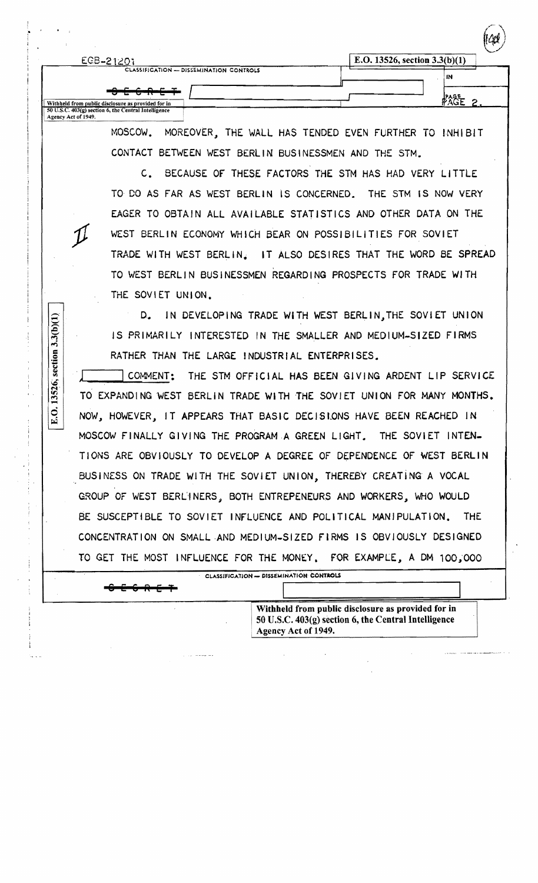MOSCOW. MOREOVER, THE WALL HAS TENDED EVEN FURTHER TO INHIBIT CONTACT BETWEEN WEST BERLIN BUSINESSMEN AND THE STM.

C. BECAUSE OF THESE FACTORS THE STM HAS HAD VERY LITTLE TO DO AS FAR AS WEST BERLIN IS CONCERNED. THE STM IS NOW VERY EAGER TO OBTAIN ALL AVAILABLE STATISTICS AND OTHER DATA ON THE WEST BERLIN ECONOMY WHICH BEAR ON POSSIBILITIES FOR SOVIET TRADE WITH WEST BERLIN. IT ALSO DESIRES THAT THE WORD BE SPREAD TO WEST BERLIN BUSINESSMEN REGARDING PROSPECTS FOR TRADE WITH THE SOVIET UNION.

D. IN DEVELOPING TRADE WITH WEST BERLIN, THE SOVIET UNION IS PRIMARILY INTERESTED IN THE SMALLER AND MEDIUM-SIZED FIRMS RATHER THAN THE LARGE INDUSTRIAL ENTERPRISES.

[ ] COMMENT: THE STM OFFICIAL HAS BEEN GIVING ARDENT LIP SERVICE TO EXPANDING WEST BERLIN TRADE WITH THE SOVIET UNION FOR MANY MONTHS. NOW, HOWEVER, IT APPEARS THAT BASIC DECISIONS HAVE BEEN REACHED IN MOSCOW FINALLY GIVING THE PROGRAM A GREEN LIGHT. THE SOVIET INTENTIONS ARE OBVIOUSLY TO DEVELOP A DEGREE OF DEPENDENCE OF WEST BERLIN BUSINESS ON TRADE WITH THE SOVIET UNION, THEREBY CREATING A VOCAL GROUP OF WEST BERLINERS, BOTH ENTREPENEURS AND WORKERS, WHO WOULD BE SUSCEPTIBLE TO SOVIET INFLUENCE AND POLITICAL MANIPULATION. THE CONCENTRATION ON SMALL AND MEDIUM-SIZED FIRMS IS OBVIOUSLY DESIGNED TO GET THE MOST INFLUENCE FOR THE MONEY. FOR EXAMPLE, A DM 100,000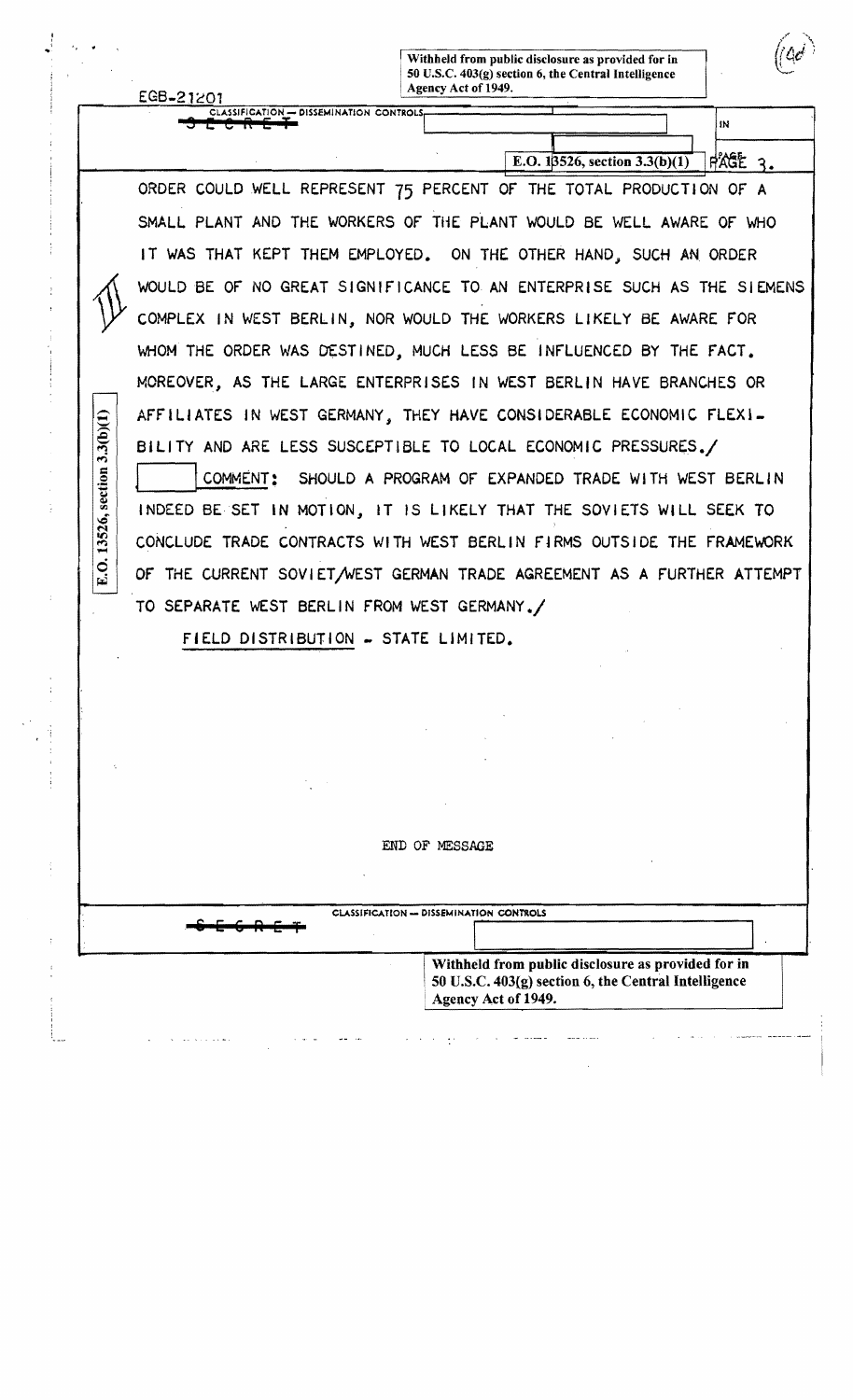Withheld from public disclosure as provided for in 50 U.S.C. 403(g) section 6, the Central Intelligence Agency Act of 1949.

EGB-21201

CLASSIFICATION — DISSEMINATION CONTROLS

~~SECRET~~

IN

E.O. 13526, section 3.3(b)(1)

ORDER COULD WELL REPRESENT 75 PERCENT OF THE TOTAL PRODUCTION OF A SMALL PLANT AND THE WORKERS OF THE PLANT WOULD BE WELL AWARE OF WHO IT WAS THAT KEPT THEM EMPLOYED. ON THE OTHER HAND, SUCH AN ORDER WOULD BE OF NO GREAT SIGNIFICANCE TO AN ENTERPRISE SUCH AS THE SIEMENS COMPLEX IN WEST BERLIN, NOR WOULD THE WORKERS LIKELY BE AWARE FOR WHOM THE ORDER WAS DESTINED, MUCH LESS BE INFLUENCED BY THE FACT. MOREOVER, AS THE LARGE ENTERPRISES IN WEST BERLIN HAVE BRANCHES OR AFFILIATES IN WEST GERMANY, THEY HAVE CONSIDERABLE ECONOMIC FLEXIBILITY AND ARE LESS SUSCEPTIBLE TO LOCAL ECONOMIC PRESSURES./

E.O. 13526, section 3.3(b)(1)

COMMENT: SHOULD A PROGRAM OF EXPANDED TRADE WITH WEST BERLIN INDEED BE SET IN MOTION, IT IS LIKELY THAT THE SOVIETS WILL SEEK TO CONCLUDE TRADE CONTRACTS WITH WEST BERLIN FIRMS OUTSIDE THE FRAMEWORK OF THE CURRENT SOVIET/WEST GERMAN TRADE AGREEMENT AS A FURTHER ATTEMPT TO SEPARATE WEST BERLIN FROM WEST GERMANY./

FIELD DISTRIBUTION - STATE LIMITED.

END OF MESSAGE

CLASSIFICATION — DISSEMINATION CONTROLS

~~SECRET~~

Withheld from public disclosure as provided for in 50 U.S.C. 403(g) section 6, the Central Intelligence Agency Act of 1949.